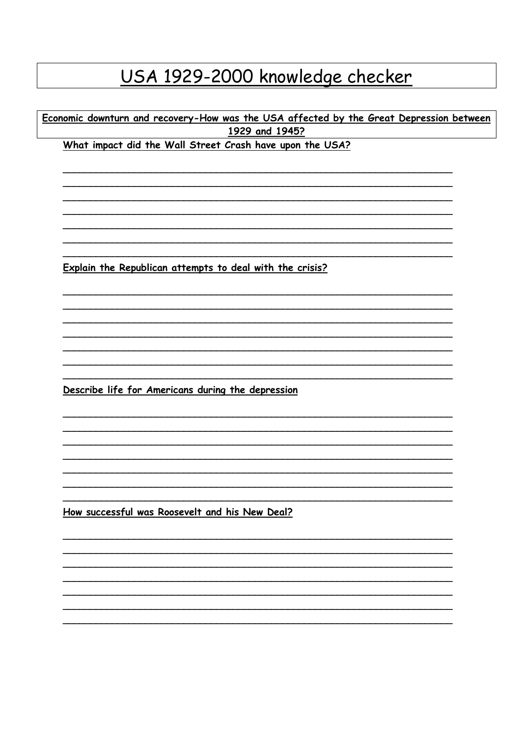# USA 1929-2000 knowledge checker

**Economic downturn and recovery-How was the USA affected by the Great Depression between 1929 and 1945?**

**What impact did the Wall Street Crash have upon the USA?**

______________________________________________________________________
______________________________________________________________________
______________________________________________________________________
______________________________________________________________________
______________________________________________________________________
______________________________________________________________________
______________________________________________________________________

**Explain the Republican attempts to deal with the crisis?**

______________________________________________________________________
______________________________________________________________________
______________________________________________________________________
______________________________________________________________________
______________________________________________________________________
______________________________________________________________________
______________________________________________________________________

**Describe life for Americans during the depression**

______________________________________________________________________
______________________________________________________________________
______________________________________________________________________
______________________________________________________________________
______________________________________________________________________
______________________________________________________________________
______________________________________________________________________

**How successful was Roosevelt and his New Deal?**

______________________________________________________________________
______________________________________________________________________
______________________________________________________________________
______________________________________________________________________
______________________________________________________________________
______________________________________________________________________
______________________________________________________________________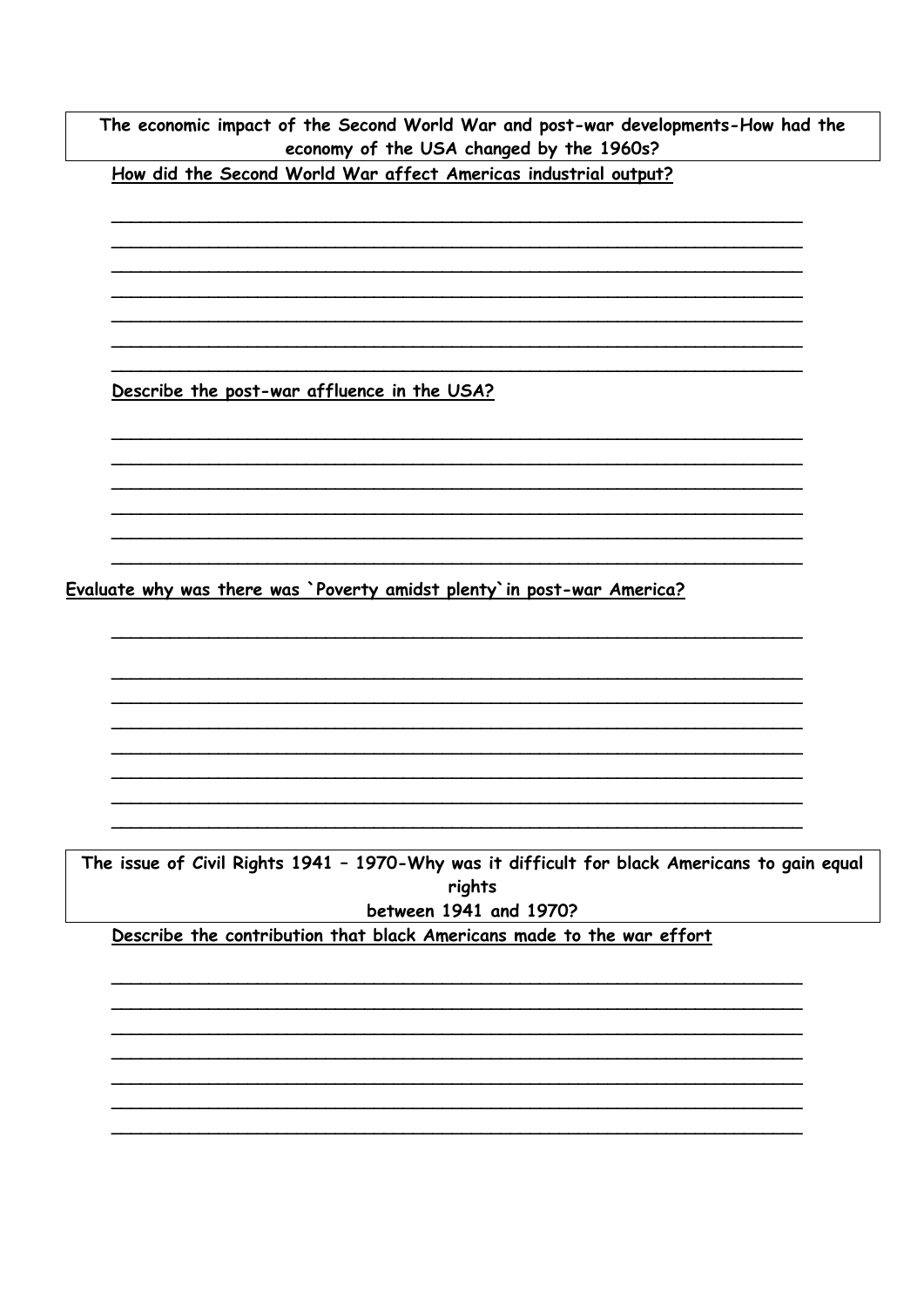**The economic impact of the Second World War and post-war developments-How had the economy of the USA changed by the 1960s?**

**How did the Second World War affect Americas industrial output?**

___________________________________________________________________

___________________________________________________________________

___________________________________________________________________

___________________________________________________________________

___________________________________________________________________

___________________________________________________________________

___________________________________________________________________

**Describe the post-war affluence in the USA?**

___________________________________________________________________

___________________________________________________________________

___________________________________________________________________

___________________________________________________________________

___________________________________________________________________

___________________________________________________________________

**Evaluate why was there was `Poverty amidst plenty`in post-war America?**

___________________________________________________________________

___________________________________________________________________

___________________________________________________________________

___________________________________________________________________

___________________________________________________________________

___________________________________________________________________

___________________________________________________________________

___________________________________________________________________

**The issue of Civil Rights 1941 – 1970-Why was it difficult for black Americans to gain equal rights between 1941 and 1970?**

**Describe the contribution that black Americans made to the war effort**

___________________________________________________________________

___________________________________________________________________

___________________________________________________________________

___________________________________________________________________

___________________________________________________________________

___________________________________________________________________

___________________________________________________________________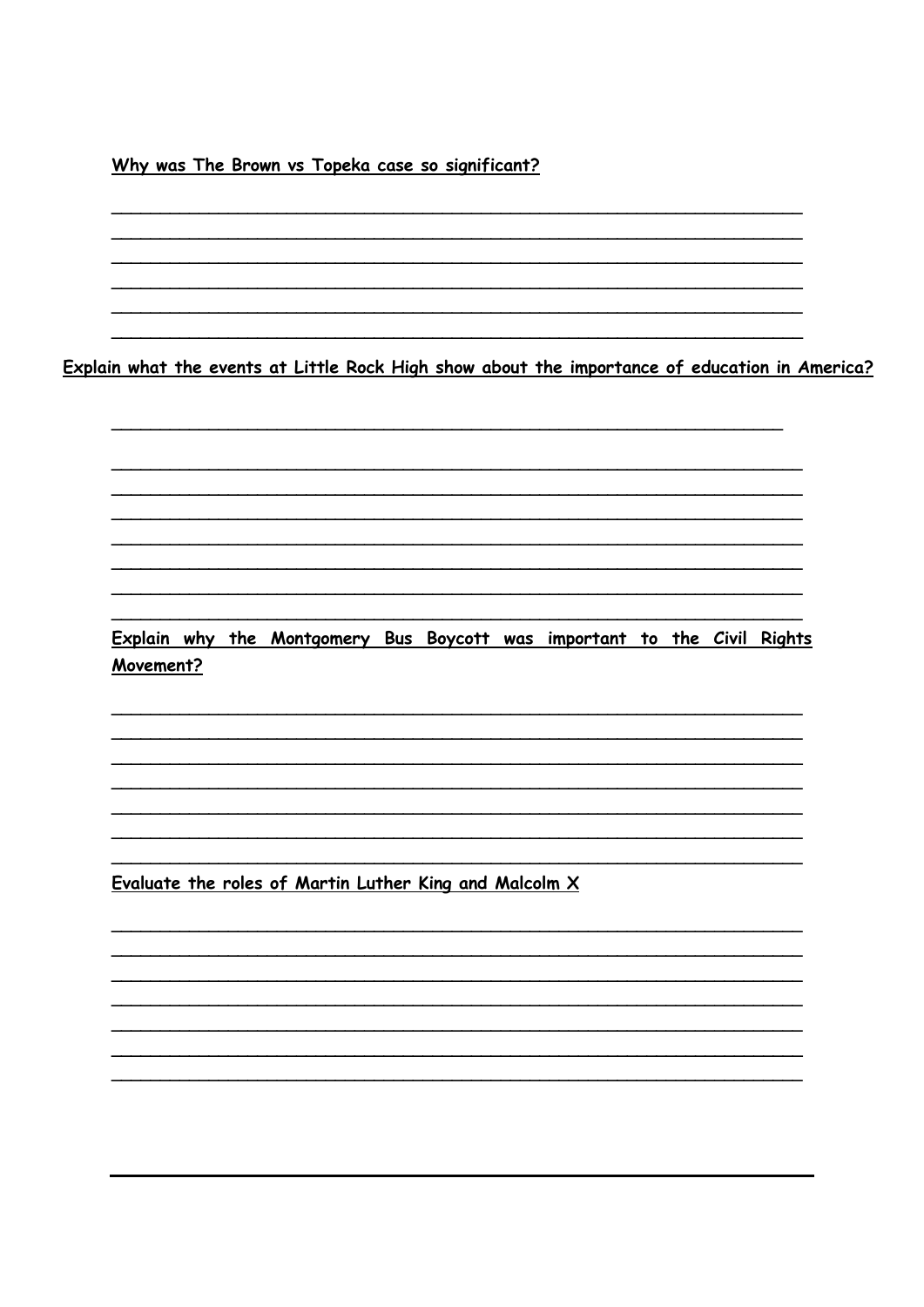**Why was The Brown vs Topeka case so significant?**

______________________________________________________________________

______________________________________________________________________

______________________________________________________________________

______________________________________________________________________

______________________________________________________________________

______________________________________________________________________

**Explain what the events at Little Rock High show about the importance of education in America?**

______________________________________________________________________

______________________________________________________________________

______________________________________________________________________

______________________________________________________________________

______________________________________________________________________

______________________________________________________________________

______________________________________________________________________

______________________________________________________________________

**Explain why the Montgomery Bus Boycott was important to the Civil Rights Movement?**

______________________________________________________________________

______________________________________________________________________

______________________________________________________________________

______________________________________________________________________

______________________________________________________________________

______________________________________________________________________

______________________________________________________________________

**Evaluate the roles of Martin Luther King and Malcolm X**

______________________________________________________________________

______________________________________________________________________

______________________________________________________________________

______________________________________________________________________

______________________________________________________________________

______________________________________________________________________

______________________________________________________________________

______________________________________________________________________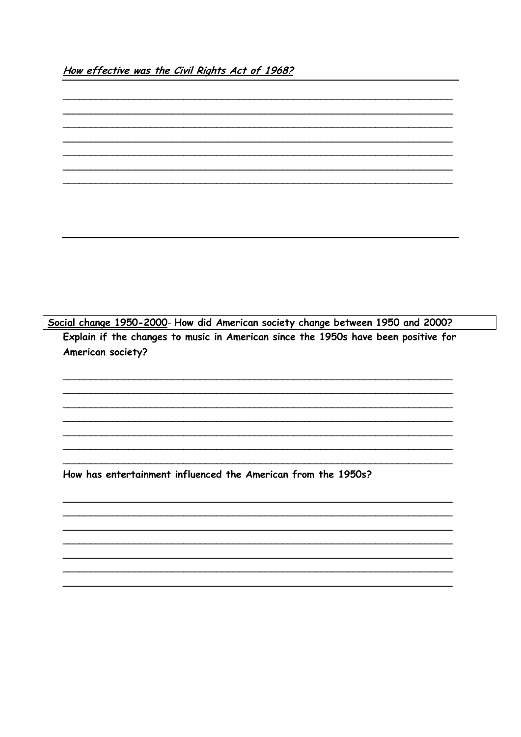***How effective was the Civil Rights Act of 1968?***

_______________________________________________________________
_______________________________________________________________
_______________________________________________________________
_______________________________________________________________
_______________________________________________________________
_______________________________________________________________
_______________________________________________________________

**Social change 1950-2000- How did American society change between 1950 and 2000?**

**Explain if the changes to music in American since the 1950s have been positive for American society?**

_______________________________________________________________
_______________________________________________________________
_______________________________________________________________
_______________________________________________________________
_______________________________________________________________
_______________________________________________________________
_______________________________________________________________

**How has entertainment influenced the American from the 1950s?**

_______________________________________________________________
_______________________________________________________________
_______________________________________________________________
_______________________________________________________________
_______________________________________________________________
_______________________________________________________________
_______________________________________________________________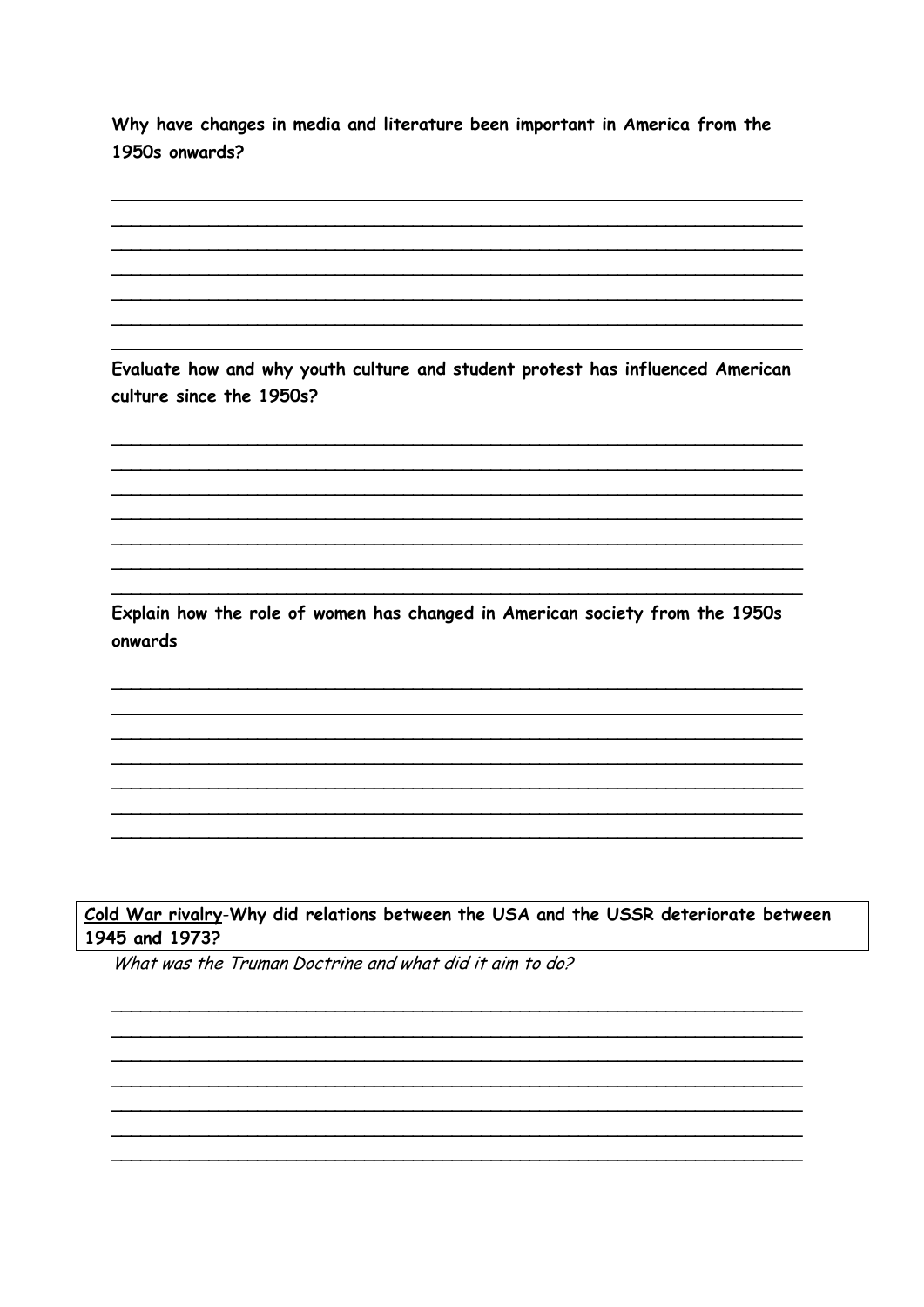**Why have changes in media and literature been important in America from the 1950s onwards?**

\_\_\_\_\_\_\_\_\_\_\_\_\_\_\_\_\_\_\_\_\_\_\_\_\_\_\_\_\_\_\_\_\_\_\_\_\_\_\_\_\_\_\_\_\_\_\_\_\_\_\_\_\_\_\_\_\_\_\_\_\_\_\_\_

\_\_\_\_\_\_\_\_\_\_\_\_\_\_\_\_\_\_\_\_\_\_\_\_\_\_\_\_\_\_\_\_\_\_\_\_\_\_\_\_\_\_\_\_\_\_\_\_\_\_\_\_\_\_\_\_\_\_\_\_\_\_\_\_

\_\_\_\_\_\_\_\_\_\_\_\_\_\_\_\_\_\_\_\_\_\_\_\_\_\_\_\_\_\_\_\_\_\_\_\_\_\_\_\_\_\_\_\_\_\_\_\_\_\_\_\_\_\_\_\_\_\_\_\_\_\_\_\_

\_\_\_\_\_\_\_\_\_\_\_\_\_\_\_\_\_\_\_\_\_\_\_\_\_\_\_\_\_\_\_\_\_\_\_\_\_\_\_\_\_\_\_\_\_\_\_\_\_\_\_\_\_\_\_\_\_\_\_\_\_\_\_\_

\_\_\_\_\_\_\_\_\_\_\_\_\_\_\_\_\_\_\_\_\_\_\_\_\_\_\_\_\_\_\_\_\_\_\_\_\_\_\_\_\_\_\_\_\_\_\_\_\_\_\_\_\_\_\_\_\_\_\_\_\_\_\_\_

\_\_\_\_\_\_\_\_\_\_\_\_\_\_\_\_\_\_\_\_\_\_\_\_\_\_\_\_\_\_\_\_\_\_\_\_\_\_\_\_\_\_\_\_\_\_\_\_\_\_\_\_\_\_\_\_\_\_\_\_\_\_\_\_

\_\_\_\_\_\_\_\_\_\_\_\_\_\_\_\_\_\_\_\_\_\_\_\_\_\_\_\_\_\_\_\_\_\_\_\_\_\_\_\_\_\_\_\_\_\_\_\_\_\_\_\_\_\_\_\_\_\_\_\_\_\_\_\_

**Evaluate how and why youth culture and student protest has influenced American culture since the 1950s?**

\_\_\_\_\_\_\_\_\_\_\_\_\_\_\_\_\_\_\_\_\_\_\_\_\_\_\_\_\_\_\_\_\_\_\_\_\_\_\_\_\_\_\_\_\_\_\_\_\_\_\_\_\_\_\_\_\_\_\_\_\_\_\_\_

\_\_\_\_\_\_\_\_\_\_\_\_\_\_\_\_\_\_\_\_\_\_\_\_\_\_\_\_\_\_\_\_\_\_\_\_\_\_\_\_\_\_\_\_\_\_\_\_\_\_\_\_\_\_\_\_\_\_\_\_\_\_\_\_

\_\_\_\_\_\_\_\_\_\_\_\_\_\_\_\_\_\_\_\_\_\_\_\_\_\_\_\_\_\_\_\_\_\_\_\_\_\_\_\_\_\_\_\_\_\_\_\_\_\_\_\_\_\_\_\_\_\_\_\_\_\_\_\_

\_\_\_\_\_\_\_\_\_\_\_\_\_\_\_\_\_\_\_\_\_\_\_\_\_\_\_\_\_\_\_\_\_\_\_\_\_\_\_\_\_\_\_\_\_\_\_\_\_\_\_\_\_\_\_\_\_\_\_\_\_\_\_\_

\_\_\_\_\_\_\_\_\_\_\_\_\_\_\_\_\_\_\_\_\_\_\_\_\_\_\_\_\_\_\_\_\_\_\_\_\_\_\_\_\_\_\_\_\_\_\_\_\_\_\_\_\_\_\_\_\_\_\_\_\_\_\_\_

\_\_\_\_\_\_\_\_\_\_\_\_\_\_\_\_\_\_\_\_\_\_\_\_\_\_\_\_\_\_\_\_\_\_\_\_\_\_\_\_\_\_\_\_\_\_\_\_\_\_\_\_\_\_\_\_\_\_\_\_\_\_\_\_

\_\_\_\_\_\_\_\_\_\_\_\_\_\_\_\_\_\_\_\_\_\_\_\_\_\_\_\_\_\_\_\_\_\_\_\_\_\_\_\_\_\_\_\_\_\_\_\_\_\_\_\_\_\_\_\_\_\_\_\_\_\_\_\_

**Explain how the role of women has changed in American society from the 1950s onwards**

\_\_\_\_\_\_\_\_\_\_\_\_\_\_\_\_\_\_\_\_\_\_\_\_\_\_\_\_\_\_\_\_\_\_\_\_\_\_\_\_\_\_\_\_\_\_\_\_\_\_\_\_\_\_\_\_\_\_\_\_\_\_\_\_

\_\_\_\_\_\_\_\_\_\_\_\_\_\_\_\_\_\_\_\_\_\_\_\_\_\_\_\_\_\_\_\_\_\_\_\_\_\_\_\_\_\_\_\_\_\_\_\_\_\_\_\_\_\_\_\_\_\_\_\_\_\_\_\_

\_\_\_\_\_\_\_\_\_\_\_\_\_\_\_\_\_\_\_\_\_\_\_\_\_\_\_\_\_\_\_\_\_\_\_\_\_\_\_\_\_\_\_\_\_\_\_\_\_\_\_\_\_\_\_\_\_\_\_\_\_\_\_\_

\_\_\_\_\_\_\_\_\_\_\_\_\_\_\_\_\_\_\_\_\_\_\_\_\_\_\_\_\_\_\_\_\_\_\_\_\_\_\_\_\_\_\_\_\_\_\_\_\_\_\_\_\_\_\_\_\_\_\_\_\_\_\_\_

\_\_\_\_\_\_\_\_\_\_\_\_\_\_\_\_\_\_\_\_\_\_\_\_\_\_\_\_\_\_\_\_\_\_\_\_\_\_\_\_\_\_\_\_\_\_\_\_\_\_\_\_\_\_\_\_\_\_\_\_\_\_\_\_

\_\_\_\_\_\_\_\_\_\_\_\_\_\_\_\_\_\_\_\_\_\_\_\_\_\_\_\_\_\_\_\_\_\_\_\_\_\_\_\_\_\_\_\_\_\_\_\_\_\_\_\_\_\_\_\_\_\_\_\_\_\_\_\_

\_\_\_\_\_\_\_\_\_\_\_\_\_\_\_\_\_\_\_\_\_\_\_\_\_\_\_\_\_\_\_\_\_\_\_\_\_\_\_\_\_\_\_\_\_\_\_\_\_\_\_\_\_\_\_\_\_\_\_\_\_\_\_\_

**<u>Cold War rivalry</u>-Why did relations between the USA and the USSR deteriorate between 1945 and 1973?**

*What was the Truman Doctrine and what did it aim to do?*

\_\_\_\_\_\_\_\_\_\_\_\_\_\_\_\_\_\_\_\_\_\_\_\_\_\_\_\_\_\_\_\_\_\_\_\_\_\_\_\_\_\_\_\_\_\_\_\_\_\_\_\_\_\_\_\_\_\_\_\_\_\_\_\_

\_\_\_\_\_\_\_\_\_\_\_\_\_\_\_\_\_\_\_\_\_\_\_\_\_\_\_\_\_\_\_\_\_\_\_\_\_\_\_\_\_\_\_\_\_\_\_\_\_\_\_\_\_\_\_\_\_\_\_\_\_\_\_\_

\_\_\_\_\_\_\_\_\_\_\_\_\_\_\_\_\_\_\_\_\_\_\_\_\_\_\_\_\_\_\_\_\_\_\_\_\_\_\_\_\_\_\_\_\_\_\_\_\_\_\_\_\_\_\_\_\_\_\_\_\_\_\_\_

\_\_\_\_\_\_\_\_\_\_\_\_\_\_\_\_\_\_\_\_\_\_\_\_\_\_\_\_\_\_\_\_\_\_\_\_\_\_\_\_\_\_\_\_\_\_\_\_\_\_\_\_\_\_\_\_\_\_\_\_\_\_\_\_

\_\_\_\_\_\_\_\_\_\_\_\_\_\_\_\_\_\_\_\_\_\_\_\_\_\_\_\_\_\_\_\_\_\_\_\_\_\_\_\_\_\_\_\_\_\_\_\_\_\_\_\_\_\_\_\_\_\_\_\_\_\_\_\_

\_\_\_\_\_\_\_\_\_\_\_\_\_\_\_\_\_\_\_\_\_\_\_\_\_\_\_\_\_\_\_\_\_\_\_\_\_\_\_\_\_\_\_\_\_\_\_\_\_\_\_\_\_\_\_\_\_\_\_\_\_\_\_\_

\_\_\_\_\_\_\_\_\_\_\_\_\_\_\_\_\_\_\_\_\_\_\_\_\_\_\_\_\_\_\_\_\_\_\_\_\_\_\_\_\_\_\_\_\_\_\_\_\_\_\_\_\_\_\_\_\_\_\_\_\_\_\_\_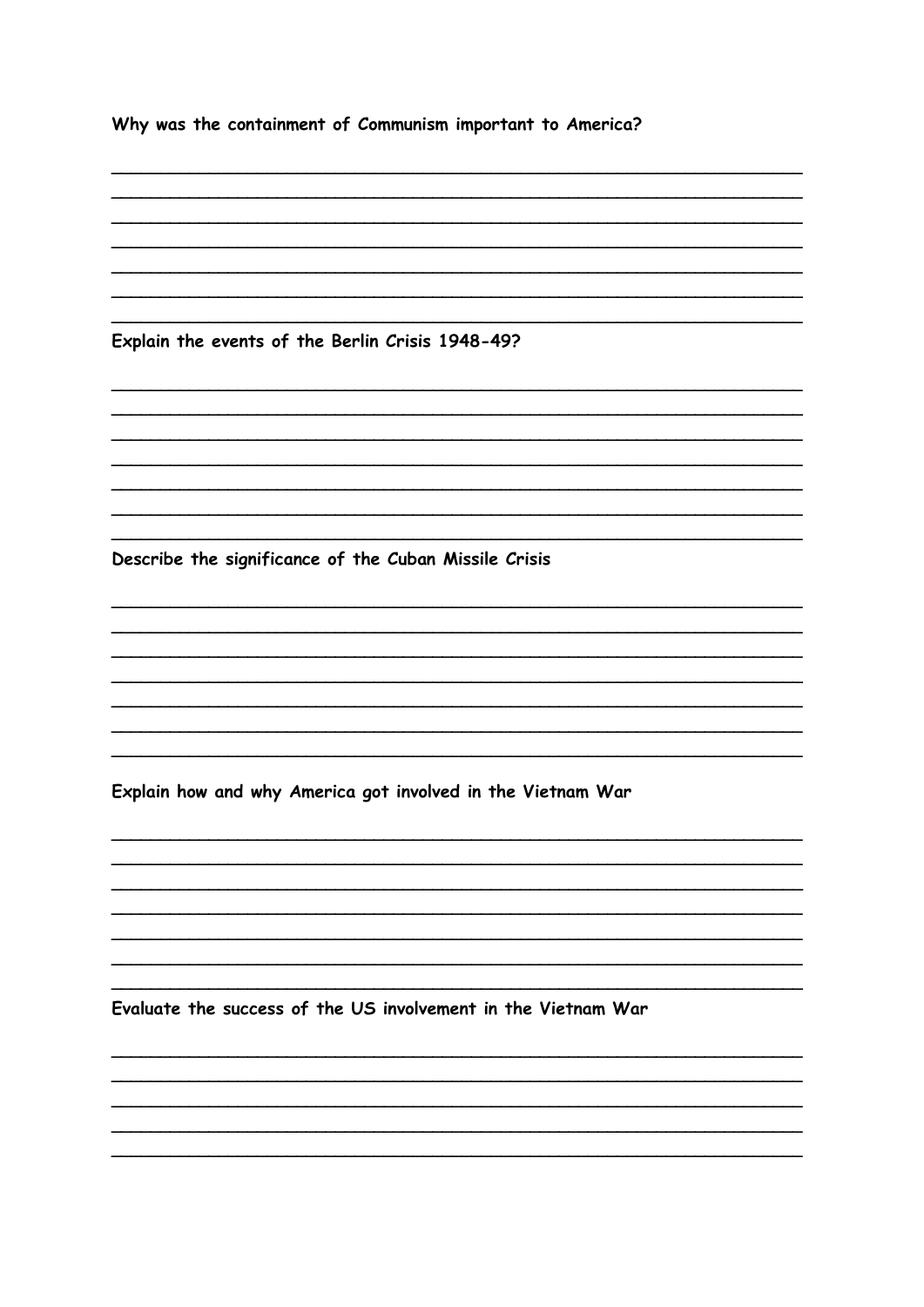Why was the containment of Communism important to America?

\_\_\_\_\_\_\_\_\_\_\_\_\_\_\_\_\_\_\_\_\_\_\_\_\_\_\_\_\_\_\_\_\_\_\_\_\_\_\_\_\_\_\_\_\_\_\_\_\_\_\_\_\_\_\_\_\_\_\_\_\_\_

\_\_\_\_\_\_\_\_\_\_\_\_\_\_\_\_\_\_\_\_\_\_\_\_\_\_\_\_\_\_\_\_\_\_\_\_\_\_\_\_\_\_\_\_\_\_\_\_\_\_\_\_\_\_\_\_\_\_\_\_\_\_

\_\_\_\_\_\_\_\_\_\_\_\_\_\_\_\_\_\_\_\_\_\_\_\_\_\_\_\_\_\_\_\_\_\_\_\_\_\_\_\_\_\_\_\_\_\_\_\_\_\_\_\_\_\_\_\_\_\_\_\_\_\_

\_\_\_\_\_\_\_\_\_\_\_\_\_\_\_\_\_\_\_\_\_\_\_\_\_\_\_\_\_\_\_\_\_\_\_\_\_\_\_\_\_\_\_\_\_\_\_\_\_\_\_\_\_\_\_\_\_\_\_\_\_\_

\_\_\_\_\_\_\_\_\_\_\_\_\_\_\_\_\_\_\_\_\_\_\_\_\_\_\_\_\_\_\_\_\_\_\_\_\_\_\_\_\_\_\_\_\_\_\_\_\_\_\_\_\_\_\_\_\_\_\_\_\_\_

\_\_\_\_\_\_\_\_\_\_\_\_\_\_\_\_\_\_\_\_\_\_\_\_\_\_\_\_\_\_\_\_\_\_\_\_\_\_\_\_\_\_\_\_\_\_\_\_\_\_\_\_\_\_\_\_\_\_\_\_\_\_

\_\_\_\_\_\_\_\_\_\_\_\_\_\_\_\_\_\_\_\_\_\_\_\_\_\_\_\_\_\_\_\_\_\_\_\_\_\_\_\_\_\_\_\_\_\_\_\_\_\_\_\_\_\_\_\_\_\_\_\_\_\_

Explain the events of the Berlin Crisis 1948-49?

\_\_\_\_\_\_\_\_\_\_\_\_\_\_\_\_\_\_\_\_\_\_\_\_\_\_\_\_\_\_\_\_\_\_\_\_\_\_\_\_\_\_\_\_\_\_\_\_\_\_\_\_\_\_\_\_\_\_\_\_\_\_

\_\_\_\_\_\_\_\_\_\_\_\_\_\_\_\_\_\_\_\_\_\_\_\_\_\_\_\_\_\_\_\_\_\_\_\_\_\_\_\_\_\_\_\_\_\_\_\_\_\_\_\_\_\_\_\_\_\_\_\_\_\_

\_\_\_\_\_\_\_\_\_\_\_\_\_\_\_\_\_\_\_\_\_\_\_\_\_\_\_\_\_\_\_\_\_\_\_\_\_\_\_\_\_\_\_\_\_\_\_\_\_\_\_\_\_\_\_\_\_\_\_\_\_\_

\_\_\_\_\_\_\_\_\_\_\_\_\_\_\_\_\_\_\_\_\_\_\_\_\_\_\_\_\_\_\_\_\_\_\_\_\_\_\_\_\_\_\_\_\_\_\_\_\_\_\_\_\_\_\_\_\_\_\_\_\_\_

\_\_\_\_\_\_\_\_\_\_\_\_\_\_\_\_\_\_\_\_\_\_\_\_\_\_\_\_\_\_\_\_\_\_\_\_\_\_\_\_\_\_\_\_\_\_\_\_\_\_\_\_\_\_\_\_\_\_\_\_\_\_

\_\_\_\_\_\_\_\_\_\_\_\_\_\_\_\_\_\_\_\_\_\_\_\_\_\_\_\_\_\_\_\_\_\_\_\_\_\_\_\_\_\_\_\_\_\_\_\_\_\_\_\_\_\_\_\_\_\_\_\_\_\_

\_\_\_\_\_\_\_\_\_\_\_\_\_\_\_\_\_\_\_\_\_\_\_\_\_\_\_\_\_\_\_\_\_\_\_\_\_\_\_\_\_\_\_\_\_\_\_\_\_\_\_\_\_\_\_\_\_\_\_\_\_\_

Describe the significance of the Cuban Missile Crisis

\_\_\_\_\_\_\_\_\_\_\_\_\_\_\_\_\_\_\_\_\_\_\_\_\_\_\_\_\_\_\_\_\_\_\_\_\_\_\_\_\_\_\_\_\_\_\_\_\_\_\_\_\_\_\_\_\_\_\_\_\_\_

\_\_\_\_\_\_\_\_\_\_\_\_\_\_\_\_\_\_\_\_\_\_\_\_\_\_\_\_\_\_\_\_\_\_\_\_\_\_\_\_\_\_\_\_\_\_\_\_\_\_\_\_\_\_\_\_\_\_\_\_\_\_

\_\_\_\_\_\_\_\_\_\_\_\_\_\_\_\_\_\_\_\_\_\_\_\_\_\_\_\_\_\_\_\_\_\_\_\_\_\_\_\_\_\_\_\_\_\_\_\_\_\_\_\_\_\_\_\_\_\_\_\_\_\_

\_\_\_\_\_\_\_\_\_\_\_\_\_\_\_\_\_\_\_\_\_\_\_\_\_\_\_\_\_\_\_\_\_\_\_\_\_\_\_\_\_\_\_\_\_\_\_\_\_\_\_\_\_\_\_\_\_\_\_\_\_\_

\_\_\_\_\_\_\_\_\_\_\_\_\_\_\_\_\_\_\_\_\_\_\_\_\_\_\_\_\_\_\_\_\_\_\_\_\_\_\_\_\_\_\_\_\_\_\_\_\_\_\_\_\_\_\_\_\_\_\_\_\_\_

\_\_\_\_\_\_\_\_\_\_\_\_\_\_\_\_\_\_\_\_\_\_\_\_\_\_\_\_\_\_\_\_\_\_\_\_\_\_\_\_\_\_\_\_\_\_\_\_\_\_\_\_\_\_\_\_\_\_\_\_\_\_

\_\_\_\_\_\_\_\_\_\_\_\_\_\_\_\_\_\_\_\_\_\_\_\_\_\_\_\_\_\_\_\_\_\_\_\_\_\_\_\_\_\_\_\_\_\_\_\_\_\_\_\_\_\_\_\_\_\_\_\_\_\_

Explain how and why America got involved in the Vietnam War

\_\_\_\_\_\_\_\_\_\_\_\_\_\_\_\_\_\_\_\_\_\_\_\_\_\_\_\_\_\_\_\_\_\_\_\_\_\_\_\_\_\_\_\_\_\_\_\_\_\_\_\_\_\_\_\_\_\_\_\_\_\_

\_\_\_\_\_\_\_\_\_\_\_\_\_\_\_\_\_\_\_\_\_\_\_\_\_\_\_\_\_\_\_\_\_\_\_\_\_\_\_\_\_\_\_\_\_\_\_\_\_\_\_\_\_\_\_\_\_\_\_\_\_\_

\_\_\_\_\_\_\_\_\_\_\_\_\_\_\_\_\_\_\_\_\_\_\_\_\_\_\_\_\_\_\_\_\_\_\_\_\_\_\_\_\_\_\_\_\_\_\_\_\_\_\_\_\_\_\_\_\_\_\_\_\_\_

\_\_\_\_\_\_\_\_\_\_\_\_\_\_\_\_\_\_\_\_\_\_\_\_\_\_\_\_\_\_\_\_\_\_\_\_\_\_\_\_\_\_\_\_\_\_\_\_\_\_\_\_\_\_\_\_\_\_\_\_\_\_

\_\_\_\_\_\_\_\_\_\_\_\_\_\_\_\_\_\_\_\_\_\_\_\_\_\_\_\_\_\_\_\_\_\_\_\_\_\_\_\_\_\_\_\_\_\_\_\_\_\_\_\_\_\_\_\_\_\_\_\_\_\_

\_\_\_\_\_\_\_\_\_\_\_\_\_\_\_\_\_\_\_\_\_\_\_\_\_\_\_\_\_\_\_\_\_\_\_\_\_\_\_\_\_\_\_\_\_\_\_\_\_\_\_\_\_\_\_\_\_\_\_\_\_\_

\_\_\_\_\_\_\_\_\_\_\_\_\_\_\_\_\_\_\_\_\_\_\_\_\_\_\_\_\_\_\_\_\_\_\_\_\_\_\_\_\_\_\_\_\_\_\_\_\_\_\_\_\_\_\_\_\_\_\_\_\_\_

Evaluate the success of the US involvement in the Vietnam War

\_\_\_\_\_\_\_\_\_\_\_\_\_\_\_\_\_\_\_\_\_\_\_\_\_\_\_\_\_\_\_\_\_\_\_\_\_\_\_\_\_\_\_\_\_\_\_\_\_\_\_\_\_\_\_\_\_\_\_\_\_\_

\_\_\_\_\_\_\_\_\_\_\_\_\_\_\_\_\_\_\_\_\_\_\_\_\_\_\_\_\_\_\_\_\_\_\_\_\_\_\_\_\_\_\_\_\_\_\_\_\_\_\_\_\_\_\_\_\_\_\_\_\_\_

\_\_\_\_\_\_\_\_\_\_\_\_\_\_\_\_\_\_\_\_\_\_\_\_\_\_\_\_\_\_\_\_\_\_\_\_\_\_\_\_\_\_\_\_\_\_\_\_\_\_\_\_\_\_\_\_\_\_\_\_\_\_

\_\_\_\_\_\_\_\_\_\_\_\_\_\_\_\_\_\_\_\_\_\_\_\_\_\_\_\_\_\_\_\_\_\_\_\_\_\_\_\_\_\_\_\_\_\_\_\_\_\_\_\_\_\_\_\_\_\_\_\_\_\_

\_\_\_\_\_\_\_\_\_\_\_\_\_\_\_\_\_\_\_\_\_\_\_\_\_\_\_\_\_\_\_\_\_\_\_\_\_\_\_\_\_\_\_\_\_\_\_\_\_\_\_\_\_\_\_\_\_\_\_\_\_\_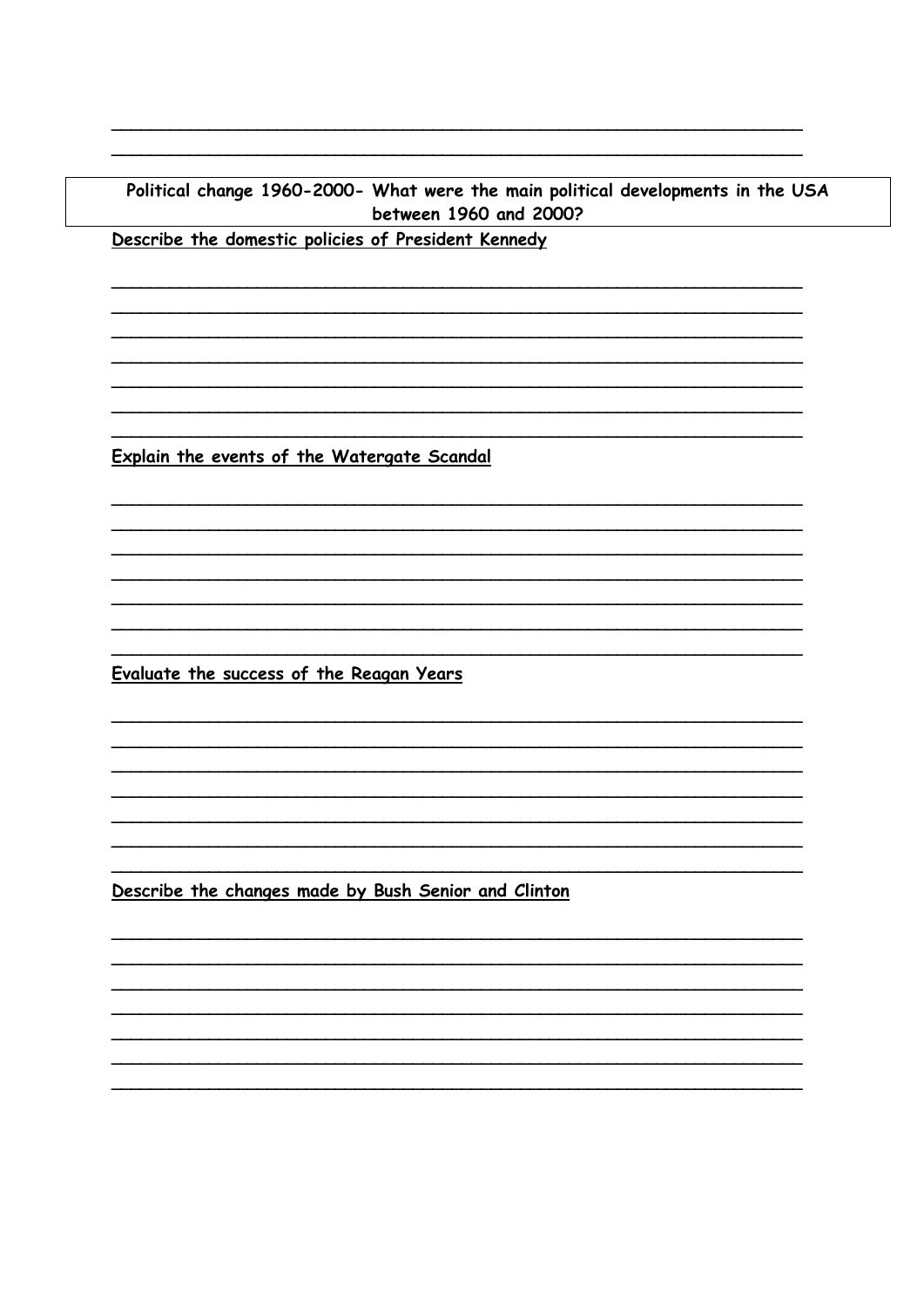## Political change 1960-2000- What were the main political developments in the USA between 1960 and 2000?

**Describe the domestic policies of President Kennedy**

**Explain the events of the Watergate Scandal**

**Evaluate the success of the Reagan Years**

**Describe the changes made by Bush Senior and Clinton**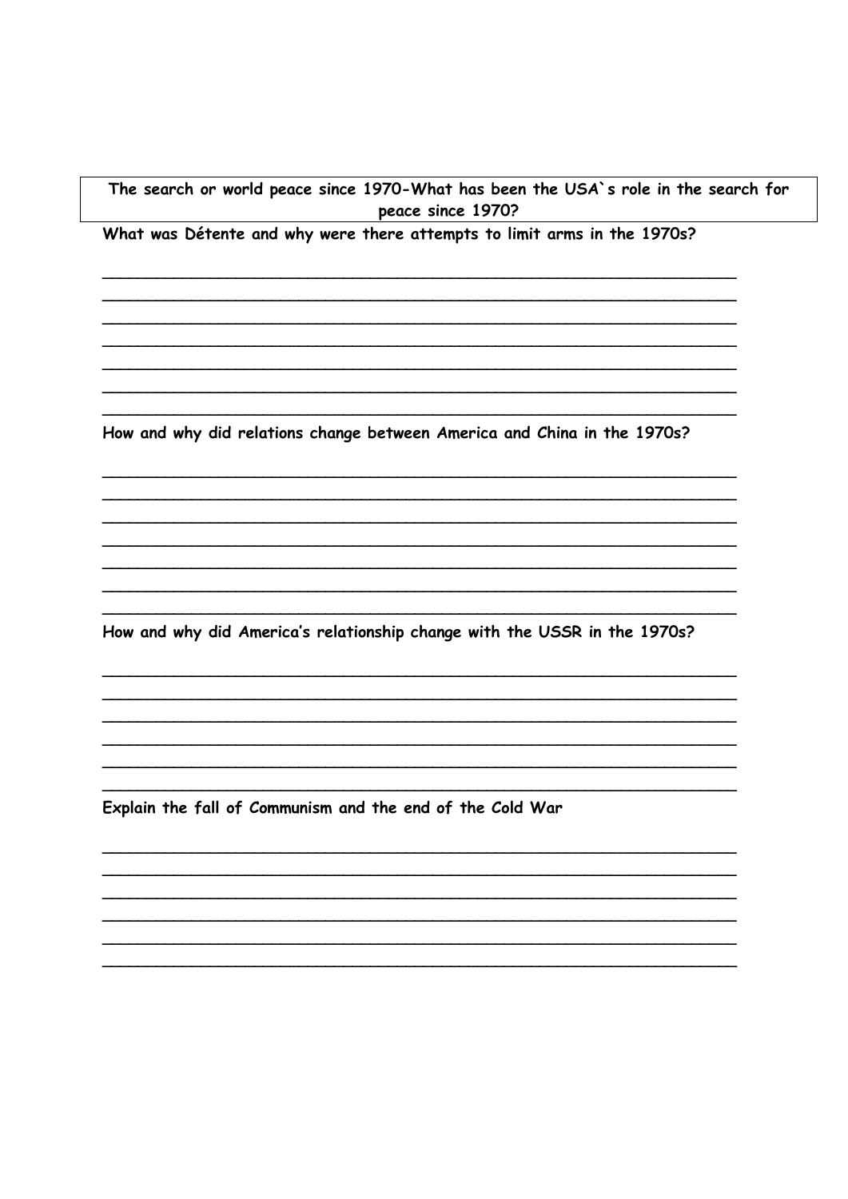**The search or world peace since 1970-What has been the USA`s role in the search for peace since 1970?**

**What was Détente and why were there attempts to limit arms in the 1970s?**

______________________________________________________________________
______________________________________________________________________
______________________________________________________________________
______________________________________________________________________
______________________________________________________________________
______________________________________________________________________
______________________________________________________________________

**How and why did relations change between America and China in the 1970s?**

______________________________________________________________________
______________________________________________________________________
______________________________________________________________________
______________________________________________________________________
______________________________________________________________________
______________________________________________________________________
______________________________________________________________________

**How and why did America's relationship change with the USSR in the 1970s?**

______________________________________________________________________
______________________________________________________________________
______________________________________________________________________
______________________________________________________________________
______________________________________________________________________
______________________________________________________________________

**Explain the fall of Communism and the end of the Cold War**

______________________________________________________________________
______________________________________________________________________
______________________________________________________________________
______________________________________________________________________
______________________________________________________________________
______________________________________________________________________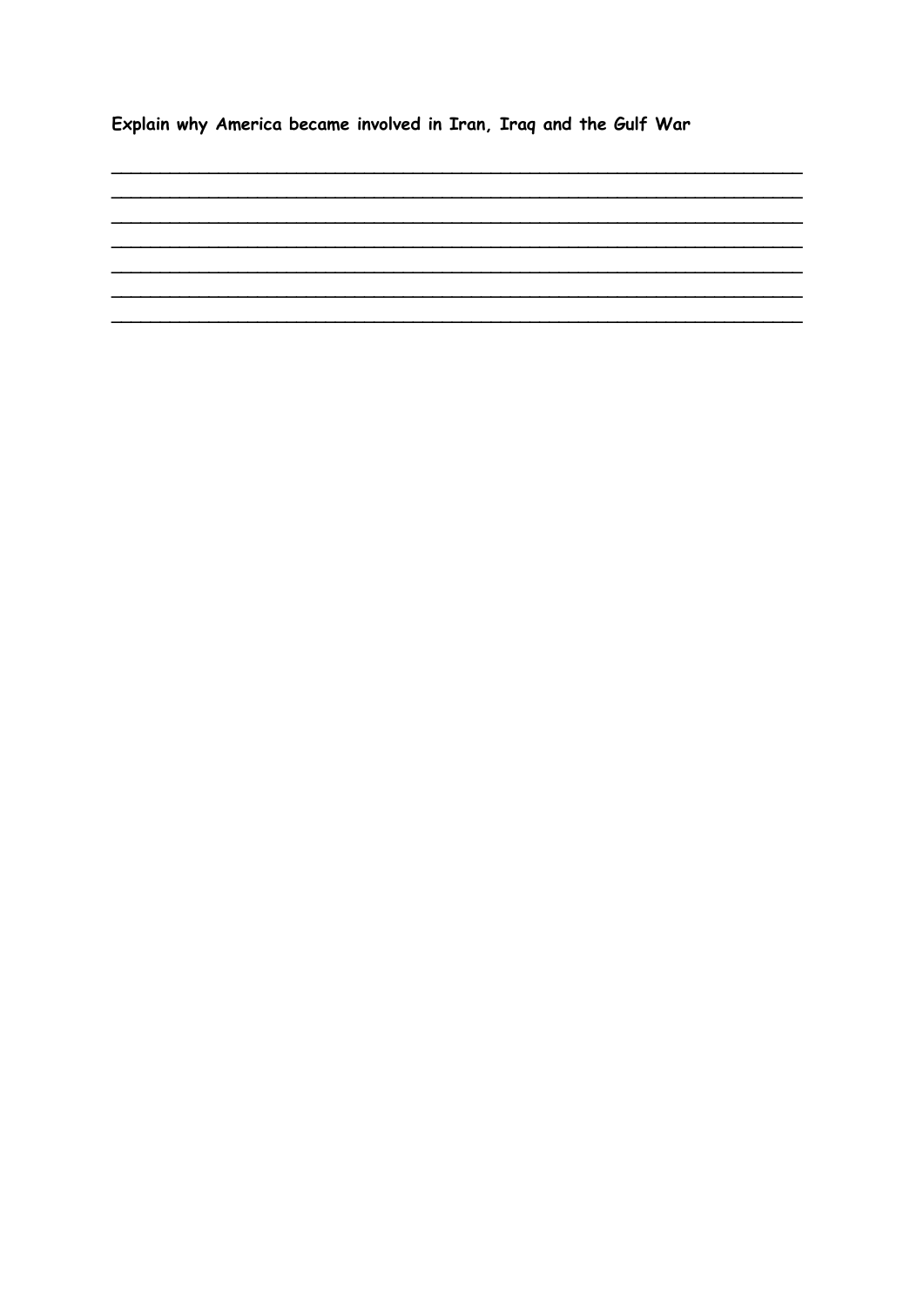**Explain why America became involved in Iran, Iraq and the Gulf War**

\_\_\_\_\_\_\_\_\_\_\_\_\_\_\_\_\_\_\_\_\_\_\_\_\_\_\_\_\_\_\_\_\_\_\_\_\_\_\_\_\_\_\_\_\_\_\_\_\_\_\_\_\_\_\_\_\_\_\_\_\_\_\_\_

\_\_\_\_\_\_\_\_\_\_\_\_\_\_\_\_\_\_\_\_\_\_\_\_\_\_\_\_\_\_\_\_\_\_\_\_\_\_\_\_\_\_\_\_\_\_\_\_\_\_\_\_\_\_\_\_\_\_\_\_\_\_\_\_

\_\_\_\_\_\_\_\_\_\_\_\_\_\_\_\_\_\_\_\_\_\_\_\_\_\_\_\_\_\_\_\_\_\_\_\_\_\_\_\_\_\_\_\_\_\_\_\_\_\_\_\_\_\_\_\_\_\_\_\_\_\_\_\_

\_\_\_\_\_\_\_\_\_\_\_\_\_\_\_\_\_\_\_\_\_\_\_\_\_\_\_\_\_\_\_\_\_\_\_\_\_\_\_\_\_\_\_\_\_\_\_\_\_\_\_\_\_\_\_\_\_\_\_\_\_\_\_\_

\_\_\_\_\_\_\_\_\_\_\_\_\_\_\_\_\_\_\_\_\_\_\_\_\_\_\_\_\_\_\_\_\_\_\_\_\_\_\_\_\_\_\_\_\_\_\_\_\_\_\_\_\_\_\_\_\_\_\_\_\_\_\_\_

\_\_\_\_\_\_\_\_\_\_\_\_\_\_\_\_\_\_\_\_\_\_\_\_\_\_\_\_\_\_\_\_\_\_\_\_\_\_\_\_\_\_\_\_\_\_\_\_\_\_\_\_\_\_\_\_\_\_\_\_\_\_\_\_

\_\_\_\_\_\_\_\_\_\_\_\_\_\_\_\_\_\_\_\_\_\_\_\_\_\_\_\_\_\_\_\_\_\_\_\_\_\_\_\_\_\_\_\_\_\_\_\_\_\_\_\_\_\_\_\_\_\_\_\_\_\_\_\_